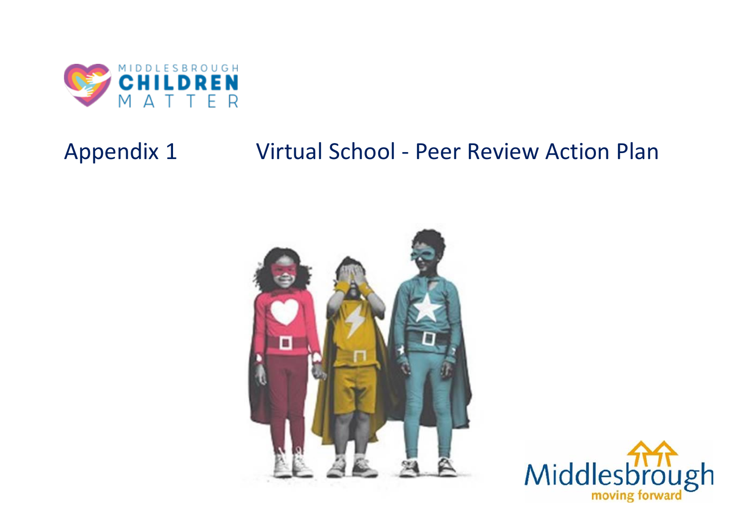# Appendix 1 Virtual School - Peer Review Action Plan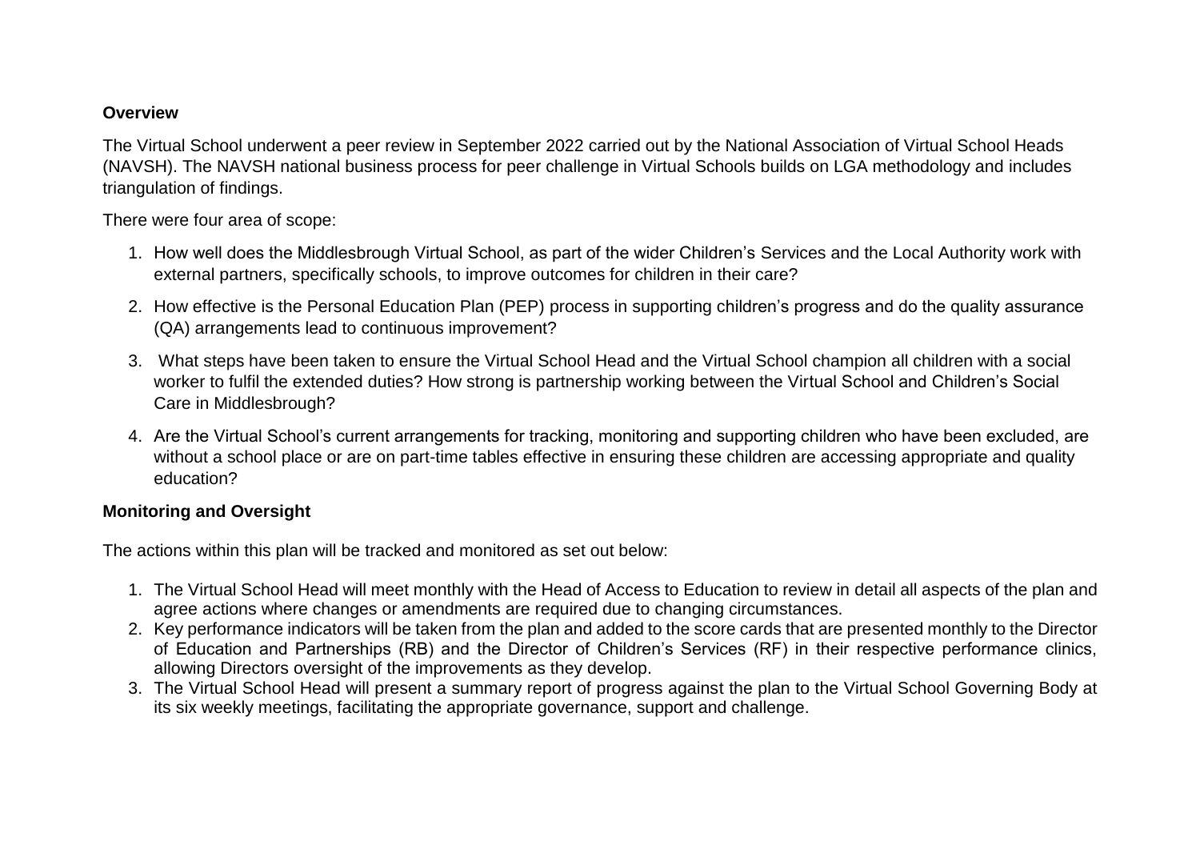**Overview**

The Virtual School underwent a peer review in September 2022 carried out by the National Association of Virtual School Heads (NAVSH). The NAVSH national business process for peer challenge in Virtual Schools builds on LGA methodology and includes triangulation of findings.

There were four area of scope:

1. How well does the Middlesbrough Virtual School, as part of the wider Children's Services and the Local Authority work with external partners, specifically schools, to improve outcomes for children in their care?
2. How effective is the Personal Education Plan (PEP) process in supporting children's progress and do the quality assurance (QA) arrangements lead to continuous improvement?
3. What steps have been taken to ensure the Virtual School Head and the Virtual School champion all children with a social worker to fulfil the extended duties? How strong is partnership working between the Virtual School and Children's Social Care in Middlesbrough?
4. Are the Virtual School's current arrangements for tracking, monitoring and supporting children who have been excluded, are without a school place or are on part-time tables effective in ensuring these children are accessing appropriate and quality education?

**Monitoring and Oversight**

The actions within this plan will be tracked and monitored as set out below:

1. The Virtual School Head will meet monthly with the Head of Access to Education to review in detail all aspects of the plan and agree actions where changes or amendments are required due to changing circumstances.
2. Key performance indicators will be taken from the plan and added to the score cards that are presented monthly to the Director of Education and Partnerships (RB) and the Director of Children's Services (RF) in their respective performance clinics, allowing Directors oversight of the improvements as they develop.
3. The Virtual School Head will present a summary report of progress against the plan to the Virtual School Governing Body at its six weekly meetings, facilitating the appropriate governance, support and challenge.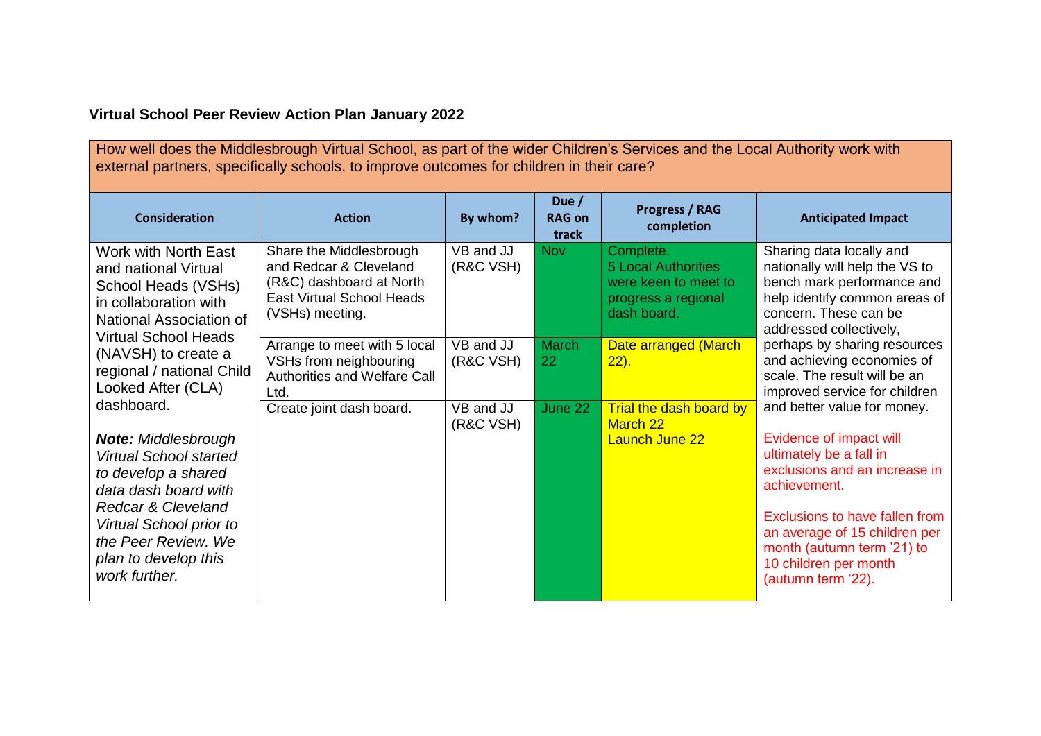**Virtual School Peer Review Action Plan January 2022**

| How well does the Middlesbrough Virtual School, as part of the wider Children's Services and the Local Authority work with external partners, specifically schools, to improve outcomes for children in their care? | | | | | |
|---|---|---|---|---|---|
| **Consideration** | **Action** | **By whom?** | **Due / RAG on track** | **Progress / RAG completion** | **Anticipated Impact** |
| Work with North East and national Virtual School Heads (VSHs) in collaboration with National Association of Virtual School Heads (NAVSH) to create a regional / national Child Looked After (CLA) dashboard.<br><br>*Note: Middlesbrough Virtual School started to develop a shared data dash board with Redcar & Cleveland Virtual School prior to the Peer Review. We plan to develop this work further.* | Share the Middlesbrough and Redcar & Cleveland (R&C) dashboard at North East Virtual School Heads (VSHs) meeting. | VB and JJ (R&C VSH) | Nov | Complete.<br>5 Local Authorities were keen to meet to progress a regional dash board. | Sharing data locally and nationally will help the VS to bench mark performance and help identify common areas of concern. These can be addressed collectively, perhaps by sharing resources and achieving economies of scale. The result will be an improved service for children and better value for money.<br><br>Evidence of impact will ultimately be a fall in exclusions and an increase in achievement.<br><br>Exclusions to have fallen from an average of 15 children per month (autumn term '21) to 10 children per month (autumn term '22). |
| | Arrange to meet with 5 local VSHs from neighbouring Authorities and Welfare Call Ltd. | VB and JJ (R&C VSH) | March 22 | Date arranged (March 22). | |
| | Create joint dash board. | VB and JJ (R&C VSH) | June 22 | Trial the dash board by March 22<br>Launch June 22 | |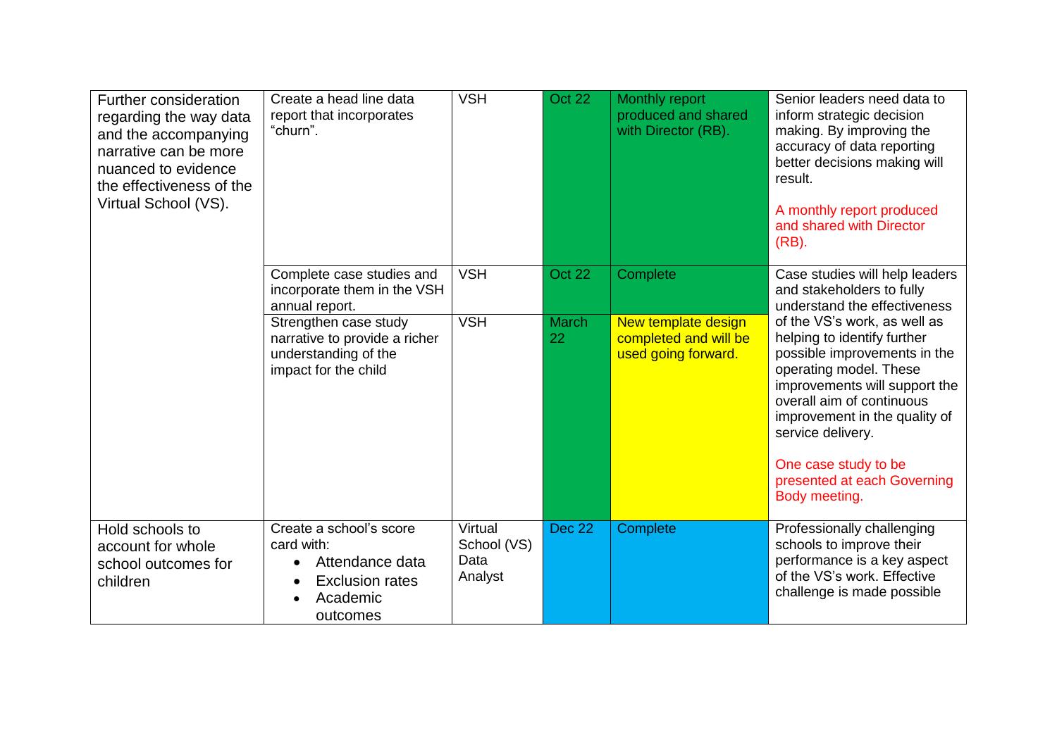| | | | | | |
|---|---|---|---|---|---|
| Further consideration regarding the way data and the accompanying narrative can be more nuanced to evidence the effectiveness of the Virtual School (VS). | Create a head line data report that incorporates "churn". | VSH | Oct 22 | Monthly report produced and shared with Director (RB). | Senior leaders need data to inform strategic decision making. By improving the accuracy of data reporting better decisions making will result.<br><br>A monthly report produced and shared with Director (RB). |
| | Complete case studies and incorporate them in the VSH annual report. | VSH | Oct 22 | Complete | Case studies will help leaders and stakeholders to fully understand the effectiveness of the VS's work, as well as helping to identify further possible improvements in the operating model. These improvements will support the overall aim of continuous improvement in the quality of service delivery.<br><br>One case study to be presented at each Governing Body meeting. |
| | Strengthen case study narrative to provide a richer understanding of the impact for the child | VSH | March 22 | New template design completed and will be used going forward. | |
| Hold schools to account for whole school outcomes for children | Create a school's score card with:<br>• Attendance data<br>• Exclusion rates<br>• Academic outcomes | Virtual School (VS) Data Analyst | Dec 22 | Complete | Professionally challenging schools to improve their performance is a key aspect of the VS's work. Effective challenge is made possible |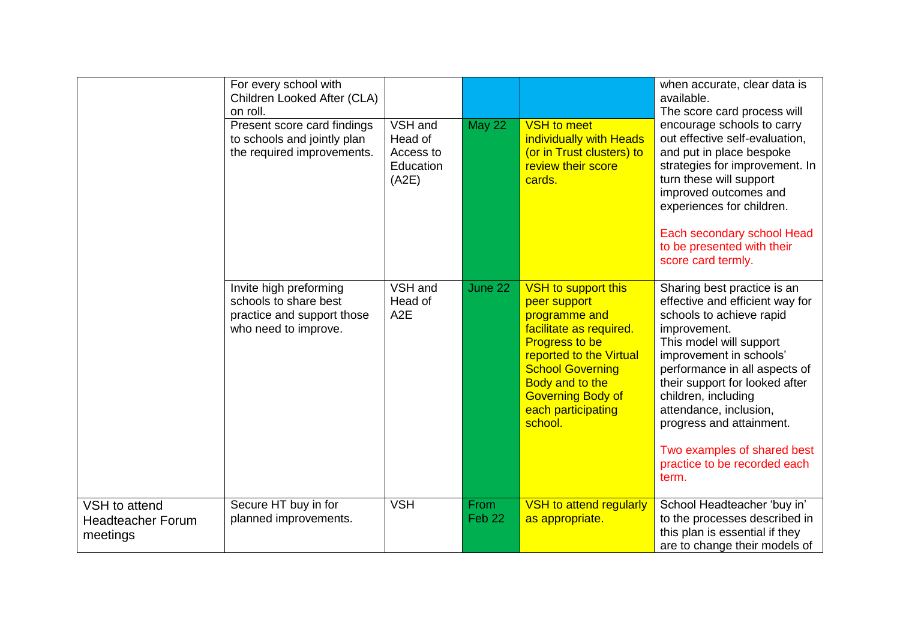| | | | | | |
|---|---|---|---|---|---|
| | For every school with Children Looked After (CLA) on roll. | | | | when accurate, clear data is available. |
| | Present score card findings to schools and jointly plan the required improvements. | VSH and Head of Access to Education (A2E) | May 22 | VSH to meet individually with Heads (or in Trust clusters) to review their score cards. | The score card process will encourage schools to carry out effective self-evaluation, and put in place bespoke strategies for improvement. In turn these will support improved outcomes and experiences for children.<br><br>Each secondary school Head to be presented with their score card termly. |
| | Invite high preforming schools to share best practice and support those who need to improve. | VSH and Head of A2E | June 22 | VSH to support this peer support programme and facilitate as required. Progress to be reported to the Virtual School Governing Body and to the Governing Body of each participating school. | Sharing best practice is an effective and efficient way for schools to achieve rapid improvement.<br>This model will support improvement in schools' performance in all aspects of their support for looked after children, including attendance, inclusion, progress and attainment.<br><br>Two examples of shared best practice to be recorded each term. |
| VSH to attend Headteacher Forum meetings | Secure HT buy in for planned improvements. | VSH | From Feb 22 | VSH to attend regularly as appropriate. | School Headteacher 'buy in' to the processes described in this plan is essential if they are to change their models of |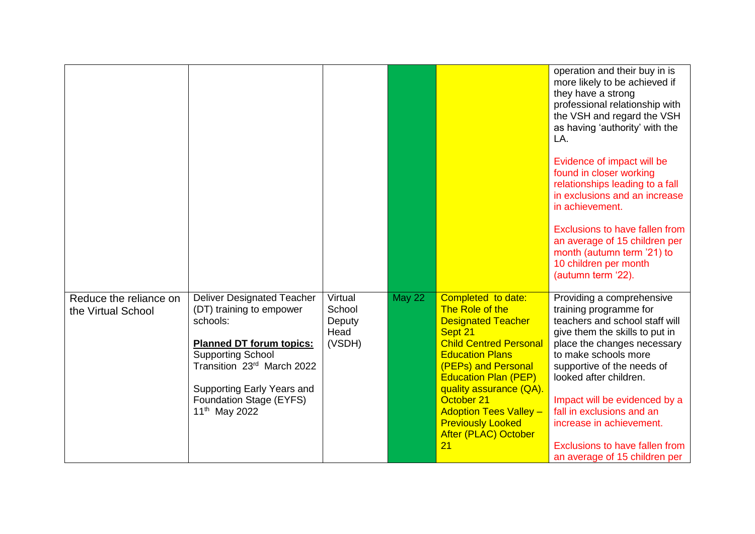| | | | | | |
|---|---|---|---|---|---|
| | | | | | operation and their buy in is more likely to be achieved if they have a strong professional relationship with the VSH and regard the VSH as having 'authority' with the LA.<br><br>Evidence of impact will be found in closer working relationships leading to a fall in exclusions and an increase in achievement.<br><br>Exclusions to have fallen from an average of 15 children per month (autumn term '21) to 10 children per month (autumn term '22). |
| Reduce the reliance on the Virtual School | Deliver Designated Teacher (DT) training to empower schools:<br><br>**Planned DT forum topics:**<br>Supporting School Transition 23rd March 2022<br><br>Supporting Early Years and Foundation Stage (EYFS) 11th May 2022 | Virtual School Deputy Head (VSDH) | May 22 | Completed to date:<br>The Role of the Designated Teacher Sept 21<br>Child Centred Personal Education Plans (PEPs) and Personal Education Plan (PEP) quality assurance (QA). October 21<br>Adoption Tees Valley – Previously Looked After (PLAC) October 21 | Providing a comprehensive training programme for teachers and school staff will give them the skills to put in place the changes necessary to make schools more supportive of the needs of looked after children.<br><br>Impact will be evidenced by a fall in exclusions and an increase in achievement.<br><br>Exclusions to have fallen from an average of 15 children per |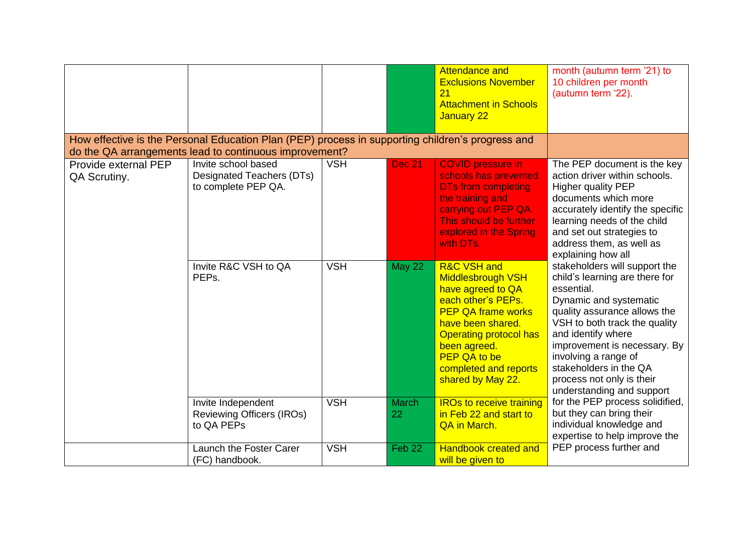| | | | | | |
|---|---|---|---|---|---|
| | | | | Attendance and Exclusions November 21<br>Attachment in Schools January 22 | month (autumn term '21) to 10 children per month (autumn term '22). |
| How effective is the Personal Education Plan (PEP) process in supporting children's progress and do the QA arrangements lead to continuous improvement? | | | | | |
| Provide external PEP QA Scrutiny. | Invite school based Designated Teachers (DTs) to complete PEP QA. | VSH | Dec 21 | COVID pressure in schools has prevented DTs from completing the training and carrying out PEP QA. This should be further explored in the Spring with DTs. | The PEP document is the key action driver within schools. Higher quality PEP documents which more accurately identify the specific learning needs of the child and set out strategies to address them, as well as explaining how all stakeholders will support the child's learning are there for essential.<br>Dynamic and systematic quality assurance allows the VSH to both track the quality and identify where improvement is necessary. By involving a range of stakeholders in the QA process not only is their understanding and support for the PEP process solidified, but they can bring their individual knowledge and expertise to help improve the PEP process further and |
| | Invite R&C VSH to QA PEPs. | VSH | May 22 | R&C VSH and Middlesbrough VSH have agreed to QA each other's PEPs.<br>PEP QA frame works have been shared.<br>Operating protocol has been agreed.<br>PEP QA to be completed and reports shared by May 22. | |
| | Invite Independent Reviewing Officers (IROs) to QA PEPs | VSH | March 22 | IROs to receive training in Feb 22 and start to QA in March. | |
| | Launch the Foster Carer (FC) handbook. | VSH | Feb 22 | Handbook created and will be given to | |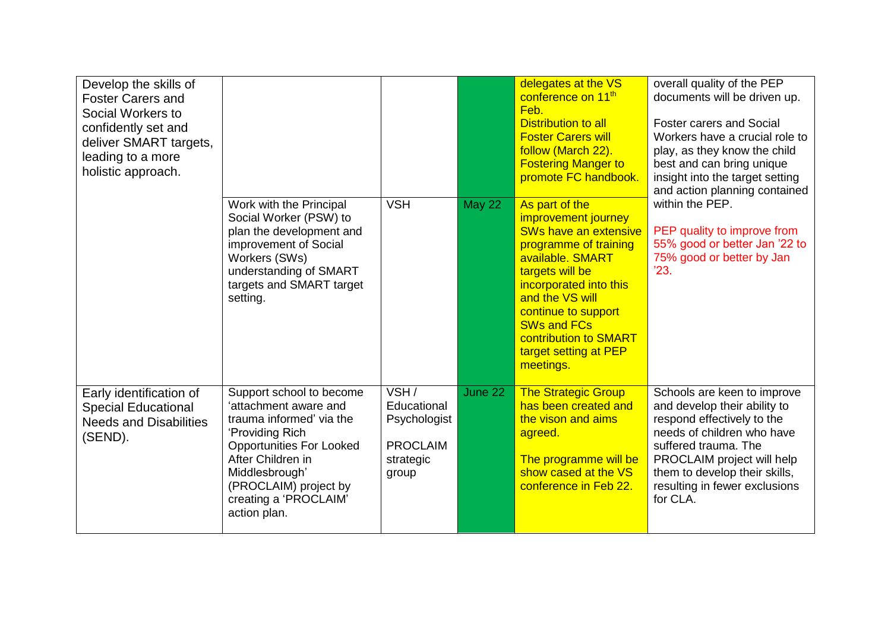| | | | | | |
|---|---|---|---|---|---|
| Develop the skills of Foster Carers and Social Workers to confidently set and deliver SMART targets, leading to a more holistic approach. | | | | delegates at the VS conference on 11th Feb. Distribution to all Foster Carers will follow (March 22). Fostering Manger to promote FC handbook. | overall quality of the PEP documents will be driven up. Foster carers and Social Workers have a crucial role to play, as they know the child best and can bring unique insight into the target setting and action planning contained within the PEP. PEP quality to improve from 55% good or better Jan '22 to 75% good or better by Jan '23. |
| | Work with the Principal Social Worker (PSW) to plan the development and improvement of Social Workers (SWs) understanding of SMART targets and SMART target setting. | VSH | May 22 | As part of the improvement journey SWs have an extensive programme of training available. SMART targets will be incorporated into this and the VS will continue to support SWs and FCs contribution to SMART target setting at PEP meetings. | |
| Early identification of Special Educational Needs and Disabilities (SEND). | Support school to become 'attachment aware and trauma informed' via the 'Providing Rich Opportunities For Looked After Children in Middlesbrough' (PROCLAIM) project by creating a 'PROCLAIM' action plan. | VSH / Educational Psychologist PROCLAIM strategic group | June 22 | The Strategic Group has been created and the vison and aims agreed. The programme will be show cased at the VS conference in Feb 22. | Schools are keen to improve and develop their ability to respond effectively to the needs of children who have suffered trauma. The PROCLAIM project will help them to develop their skills, resulting in fewer exclusions for CLA. |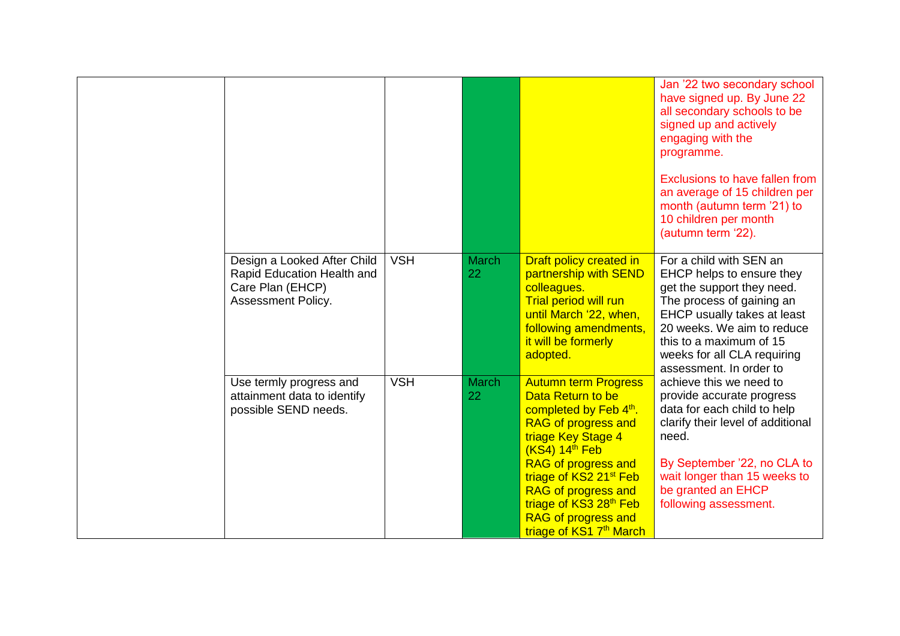| | | | | | |
|---|---|---|---|---|---|
| | | | | | Jan '22 two secondary school have signed up. By June 22 all secondary schools to be signed up and actively engaging with the programme.<br><br>Exclusions to have fallen from an average of 15 children per month (autumn term '21) to 10 children per month (autumn term '22). |
| | Design a Looked After Child Rapid Education Health and Care Plan (EHCP) Assessment Policy. | VSH | March 22 | Draft policy created in partnership with SEND colleagues.<br>Trial period will run until March '22, when, following amendments, it will be formerly adopted. | For a child with SEN an EHCP helps to ensure they get the support they need. The process of gaining an EHCP usually takes at least 20 weeks. We aim to reduce this to a maximum of 15 weeks for all CLA requiring assessment. In order to achieve this we need to provide accurate progress data for each child to help clarify their level of additional need.<br><br>By September '22, no CLA to wait longer than 15 weeks to be granted an EHCP following assessment. |
| | Use termly progress and attainment data to identify possible SEND needs. | VSH | March 22 | Autumn term Progress Data Return to be completed by Feb 4th.<br>RAG of progress and triage Key Stage 4 (KS4) 14th Feb<br>RAG of progress and triage of KS2 21st Feb<br>RAG of progress and triage of KS3 28th Feb<br>RAG of progress and triage of KS1 7th March | |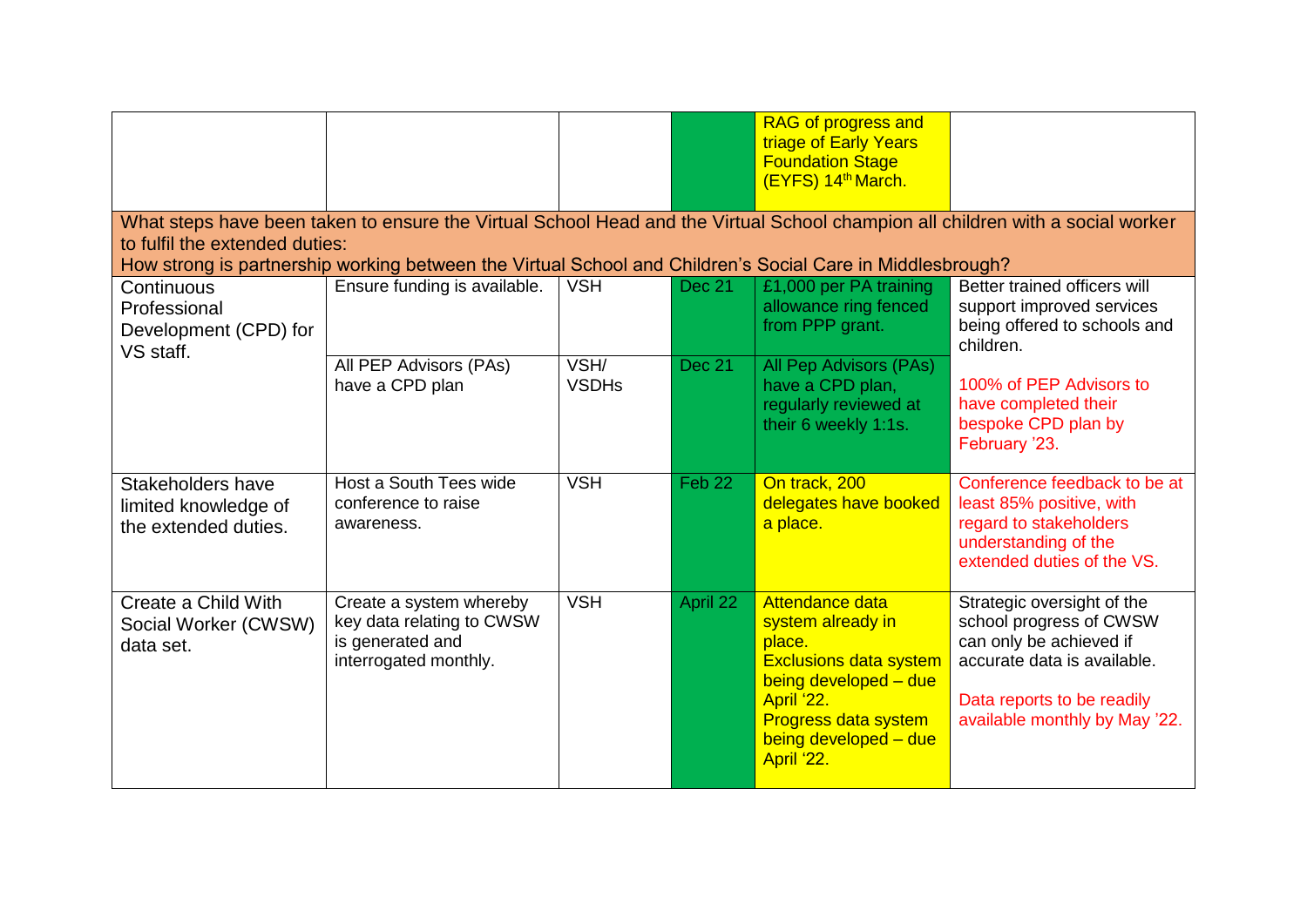| | | | | | |
|---|---|---|---|---|---|
| | | | | RAG of progress and triage of Early Years Foundation Stage (EYFS) 14th March. | |
| What steps have been taken to ensure the Virtual School Head and the Virtual School champion all children with a social worker to fulfil the extended duties: How strong is partnership working between the Virtual School and Children's Social Care in Middlesbrough? | | | | | |
| Continuous Professional Development (CPD) for VS staff. | Ensure funding is available. | VSH | Dec 21 | £1,000 per PA training allowance ring fenced from PPP grant. | Better trained officers will support improved services being offered to schools and children. |
| | All PEP Advisors (PAs) have a CPD plan | VSH/ VSDHs | Dec 21 | All Pep Advisors (PAs) have a CPD plan, regularly reviewed at their 6 weekly 1:1s. | 100% of PEP Advisors to have completed their bespoke CPD plan by February '23. |
| Stakeholders have limited knowledge of the extended duties. | Host a South Tees wide conference to raise awareness. | VSH | Feb 22 | On track, 200 delegates have booked a place. | Conference feedback to be at least 85% positive, with regard to stakeholders understanding of the extended duties of the VS. |
| Create a Child With Social Worker (CWSW) data set. | Create a system whereby key data relating to CWSW is generated and interrogated monthly. | VSH | April 22 | Attendance data system already in place.<br>Exclusions data system being developed – due April '22.<br>Progress data system being developed – due April '22. | Strategic oversight of the school progress of CWSW can only be achieved if accurate data is available.<br><br>Data reports to be readily available monthly by May '22. |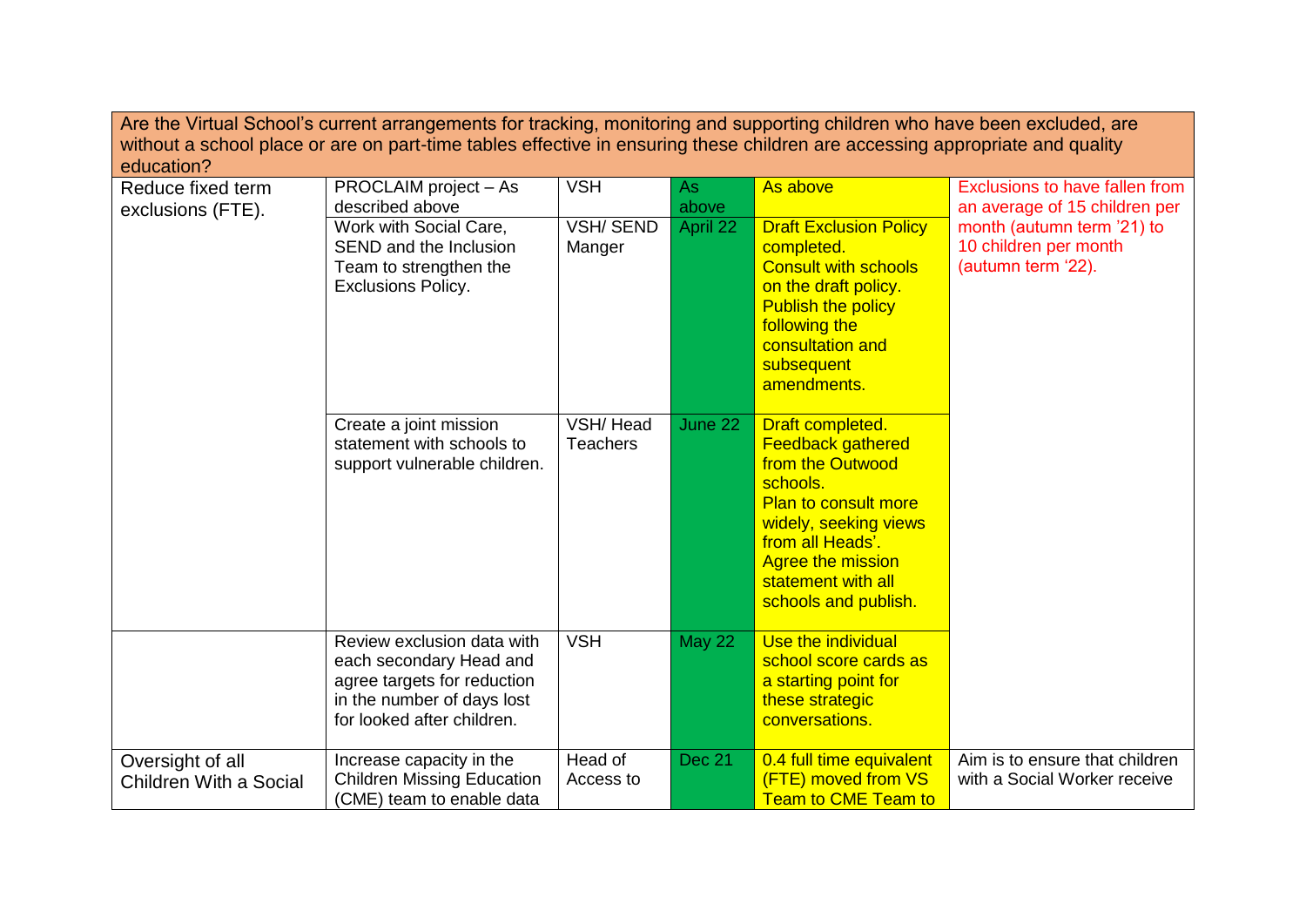| Are the Virtual School's current arrangements for tracking, monitoring and supporting children who have been excluded, are without a school place or are on part-time tables effective in ensuring these children are accessing appropriate and quality education? | | | | | |
|---|---|---|---|---|---|
| Reduce fixed term exclusions (FTE). | PROCLAIM project – As described above | VSH | As above | As above | Exclusions to have fallen from an average of 15 children per month (autumn term '21) to 10 children per month (autumn term '22). |
| | Work with Social Care, SEND and the Inclusion Team to strengthen the Exclusions Policy. | VSH/ SEND Manger | April 22 | Draft Exclusion Policy completed. Consult with schools on the draft policy. Publish the policy following the consultation and subsequent amendments. | |
| | Create a joint mission statement with schools to support vulnerable children. | VSH/ Head Teachers | June 22 | Draft completed. Feedback gathered from the Outwood schools. Plan to consult more widely, seeking views from all Heads'. Agree the mission statement with all schools and publish. | |
| | Review exclusion data with each secondary Head and agree targets for reduction in the number of days lost for looked after children. | VSH | May 22 | Use the individual school score cards as a starting point for these strategic conversations. | |
| Oversight of all Children With a Social | Increase capacity in the Children Missing Education (CME) team to enable data | Head of Access to | Dec 21 | 0.4 full time equivalent (FTE) moved from VS Team to CME Team to | Aim is to ensure that children with a Social Worker receive |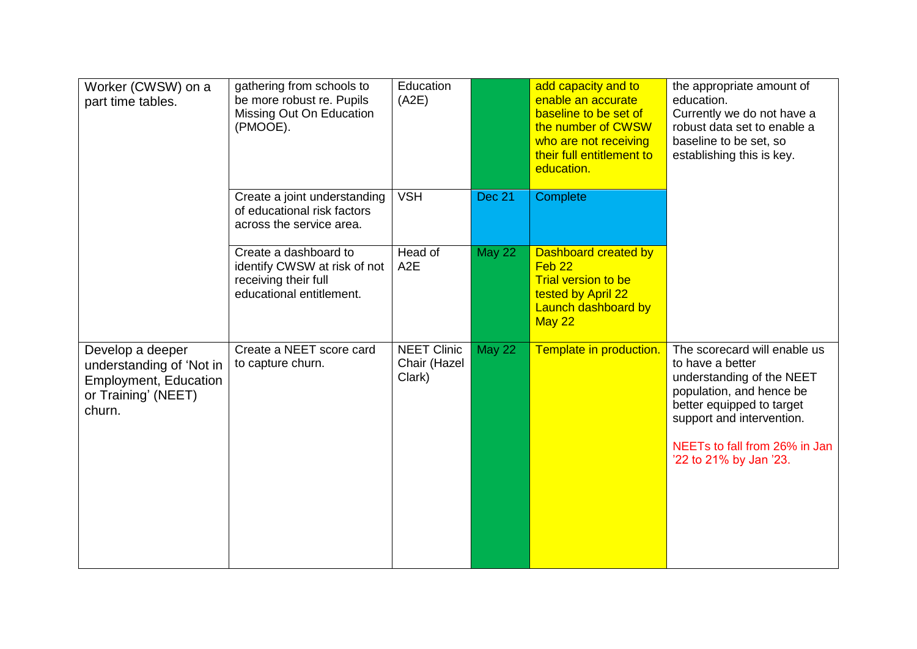| | | | | | |
|---|---|---|---|---|---|
| Worker (CWSW) on a part time tables. | gathering from schools to be more robust re. Pupils Missing Out On Education (PMOOE). | Education (A2E) | | add capacity and to enable an accurate baseline to be set of the number of CWSW who are not receiving their full entitlement to education. | the appropriate amount of education.<br>Currently we do not have a robust data set to enable a baseline to be set, so establishing this is key. |
| | Create a joint understanding of educational risk factors across the service area. | VSH | Dec 21 | Complete | |
| | Create a dashboard to identify CWSW at risk of not receiving their full educational entitlement. | Head of A2E | May 22 | Dashboard created by Feb 22<br>Trial version to be tested by April 22<br>Launch dashboard by May 22 | |
| Develop a deeper understanding of 'Not in Employment, Education or Training' (NEET) churn. | Create a NEET score card to capture churn. | NEET Clinic Chair (Hazel Clark) | May 22 | Template in production. | The scorecard will enable us to have a better understanding of the NEET population, and hence be better equipped to target support and intervention.<br><br>NEETs to fall from 26% in Jan '22 to 21% by Jan '23. |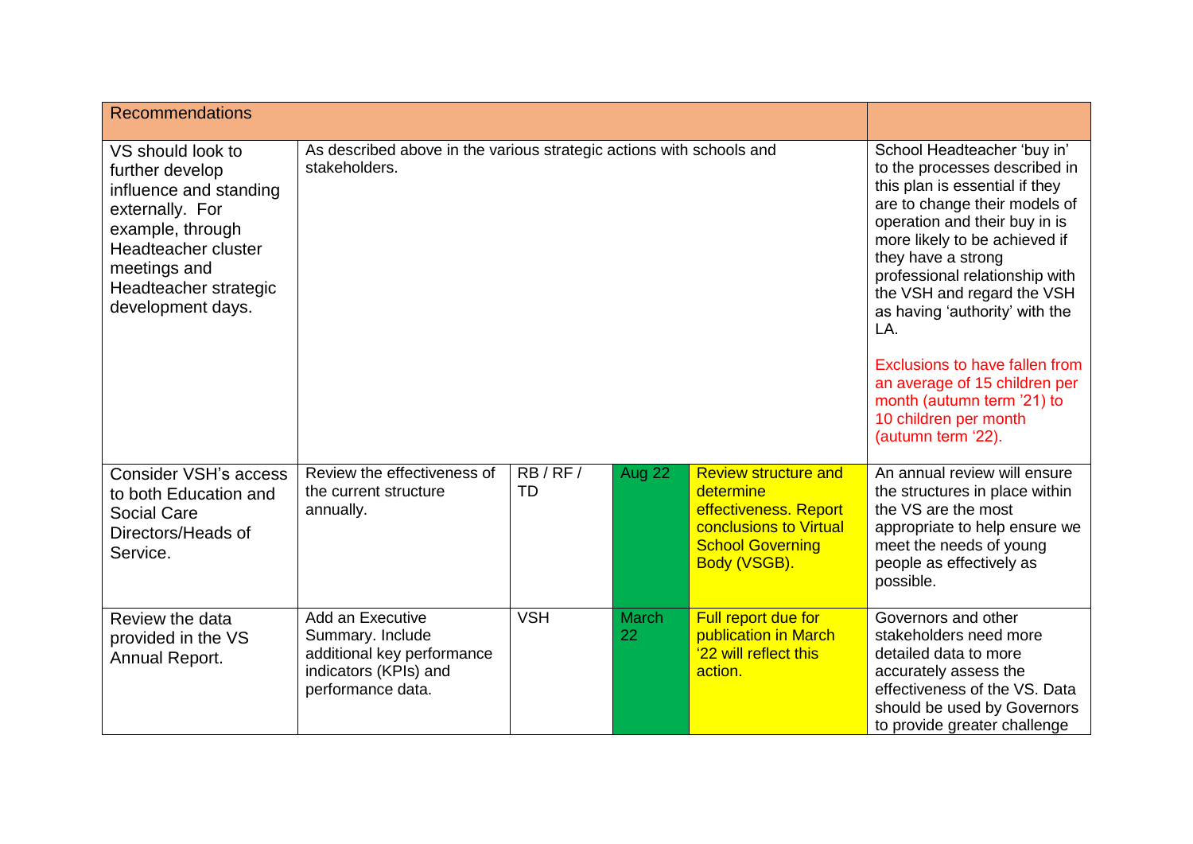| Recommendations | | | | | |
|---|---|---|---|---|---|
| VS should look to further develop influence and standing externally. For example, through Headteacher cluster meetings and Headteacher strategic development days. | As described above in the various strategic actions with schools and stakeholders. | | | | School Headteacher 'buy in' to the processes described in this plan is essential if they are to change their models of operation and their buy in is more likely to be achieved if they have a strong professional relationship with the VSH and regard the VSH as having 'authority' with the LA.<br><br>Exclusions to have fallen from an average of 15 children per month (autumn term '21) to 10 children per month (autumn term '22). |
| Consider VSH's access to both Education and Social Care Directors/Heads of Service. | Review the effectiveness of the current structure annually. | RB / RF / TD | Aug 22 | Review structure and determine effectiveness. Report conclusions to Virtual School Governing Body (VSGB). | An annual review will ensure the structures in place within the VS are the most appropriate to help ensure we meet the needs of young people as effectively as possible. |
| Review the data provided in the VS Annual Report. | Add an Executive Summary. Include additional key performance indicators (KPIs) and performance data. | VSH | March 22 | Full report due for publication in March '22 will reflect this action. | Governors and other stakeholders need more detailed data to more accurately assess the effectiveness of the VS. Data should be used by Governors to provide greater challenge |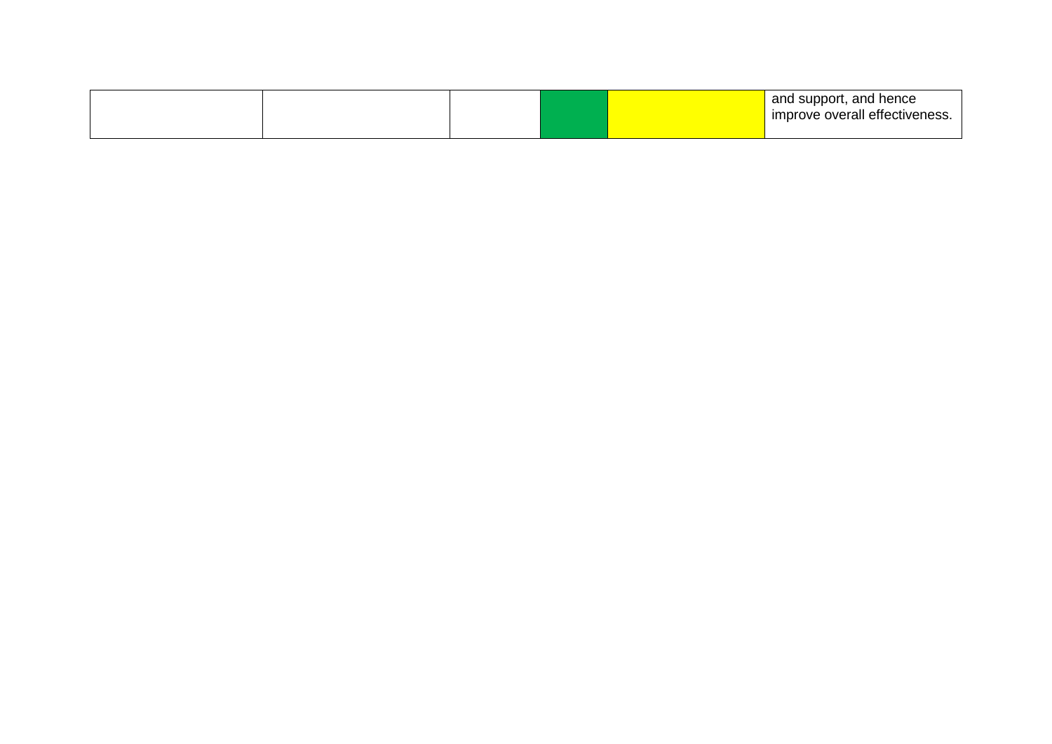| | | | | | |
|---|---|---|---|---|---|
| | | | | | and support, and hence improve overall effectiveness. |